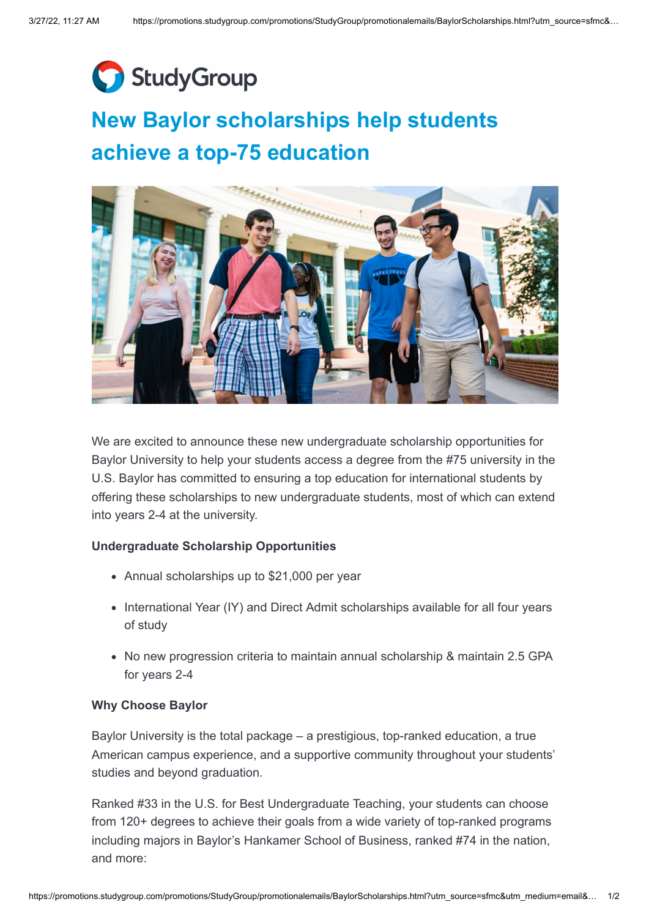StudyGroup

# New Baylor scholarships help students achieve a top-75 education

We are excited to announce these new undergraduate scholarship opportunities for Baylor University to help your students access a degree from the #75 university in the U.S. Baylor has committed to ensuring a top education for international students by offering these scholarships to new undergraduate students, most of which can extend into years 2-4 at the university.

**Undergraduate Scholarship Opportunities**

- Annual scholarships up to $21,000 per year
- International Year (IY) and Direct Admit scholarships available for all four years of study
- No new progression criteria to maintain annual scholarship & maintain 2.5 GPA for years 2-4

**Why Choose Baylor**

Baylor University is the total package – a prestigious, top-ranked education, a true American campus experience, and a supportive community throughout your students' studies and beyond graduation.

Ranked #33 in the U.S. for Best Undergraduate Teaching, your students can choose from 120+ degrees to achieve their goals from a wide variety of top-ranked programs including majors in Baylor's Hankamer School of Business, ranked #74 in the nation, and more: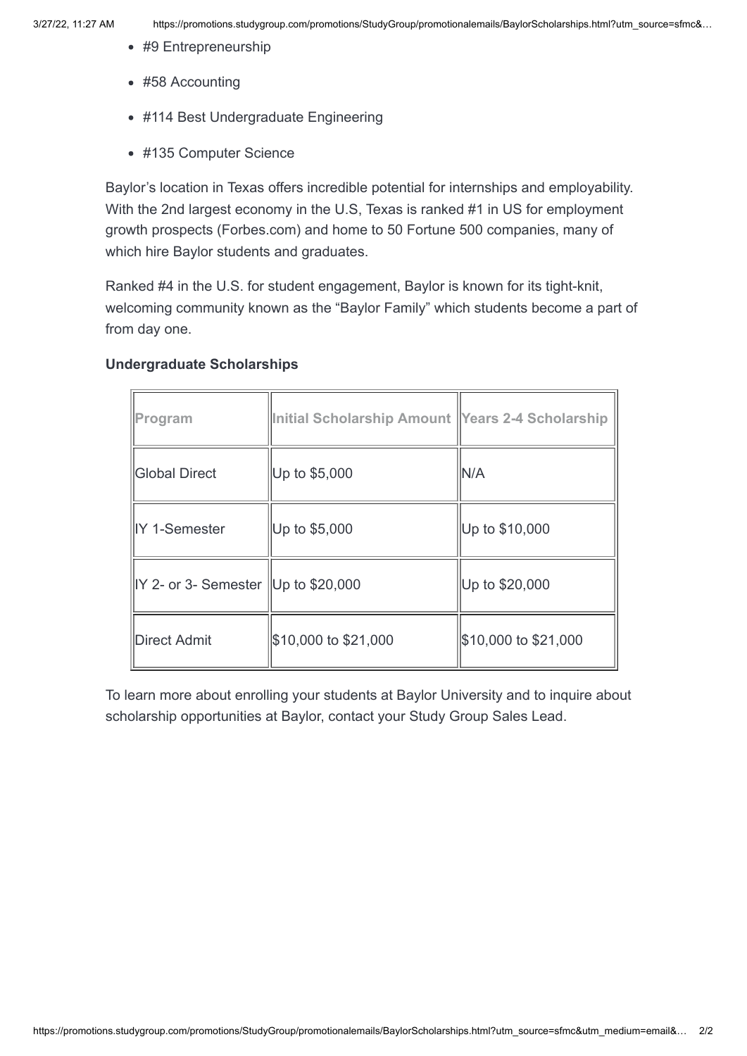- #9 Entrepreneurship
- #58 Accounting
- #114 Best Undergraduate Engineering
- #135 Computer Science

Baylor's location in Texas offers incredible potential for internships and employability. With the 2nd largest economy in the U.S, Texas is ranked #1 in US for employment growth prospects (Forbes.com) and home to 50 Fortune 500 companies, many of which hire Baylor students and graduates.

Ranked #4 in the U.S. for student engagement, Baylor is known for its tight-knit, welcoming community known as the "Baylor Family" which students become a part of from day one.

**Undergraduate Scholarships**

| Program | Initial Scholarship Amount | Years 2-4 Scholarship |
|---|---|---|
| Global Direct | Up to $5,000 | N/A |
| IY 1-Semester | Up to $5,000 | Up to $10,000 |
| IY 2- or 3- Semester | Up to $20,000 | Up to $20,000 |
| Direct Admit | $10,000 to $21,000 | $10,000 to $21,000 |

To learn more about enrolling your students at Baylor University and to inquire about scholarship opportunities at Baylor, contact your Study Group Sales Lead.